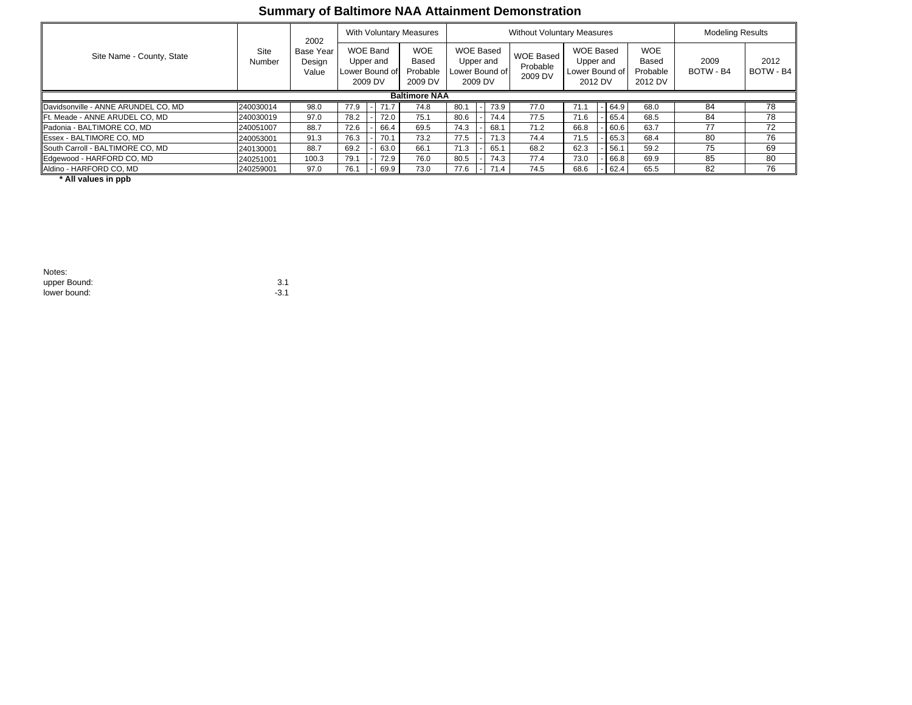# Summary of Baltimore NAA Attainment Demonstration

| Site Name - County, State | Site Number | 2002 Base Year Design Value | With Voluntary Measures | | With Voluntary Measures | Without Voluntary Measures | | | | | | Modeling Results | |
|---|---|---|---|---|---|---|---|---|---|---|---|---|---|
| | | | WOE Band Upper and Lower Bound of 2009 DV | | WOE Based Probable 2009 DV | WOE Based Upper and Lower Bound of 2009 DV | | WOE Based Probable 2009 DV | WOE Based Upper and Lower Bound of 2012 DV | | WOE Based Probable 2012 DV | 2009 BOTW - B4 | 2012 BOTW - B4 |
| **Baltimore NAA** | | | | | | | | | | | | | |
| Davidsonville - ANNE ARUNDEL CO, MD | 240030014 | 98.0 | 77.9 | 71.7 | 74.8 | 80.1 | 73.9 | 77.0 | 71.1 | 64.9 | 68.0 | 84 | 78 |
| Ft. Meade - ANNE ARUDEL CO, MD | 240030019 | 97.0 | 78.2 | 72.0 | 75.1 | 80.6 | 74.4 | 77.5 | 71.6 | 65.4 | 68.5 | 84 | 78 |
| Padonia - BALTIMORE CO, MD | 240051007 | 88.7 | 72.6 | 66.4 | 69.5 | 74.3 | 68.1 | 71.2 | 66.8 | 60.6 | 63.7 | 77 | 72 |
| Essex - BALTIMORE CO, MD | 240053001 | 91.3 | 76.3 | 70.1 | 73.2 | 77.5 | 71.3 | 74.4 | 71.5 | 65.3 | 68.4 | 80 | 76 |
| South Carroll - BALTIMORE CO, MD | 240130001 | 88.7 | 69.2 | 63.0 | 66.1 | 71.3 | 65.1 | 68.2 | 62.3 | 56.1 | 59.2 | 75 | 69 |
| Edgewood - HARFORD CO, MD | 240251001 | 100.3 | 79.1 | 72.9 | 76.0 | 80.5 | 74.3 | 77.4 | 73.0 | 66.8 | 69.9 | 85 | 80 |
| Aldino - HARFORD CO, MD | 240259001 | 97.0 | 76.1 | 69.9 | 73.0 | 77.6 | 71.4 | 74.5 | 68.6 | 62.4 | 65.5 | 82 | 76 |

**\* All values in ppb**

Notes:

upper Bound: 3.1

lower bound: -3.1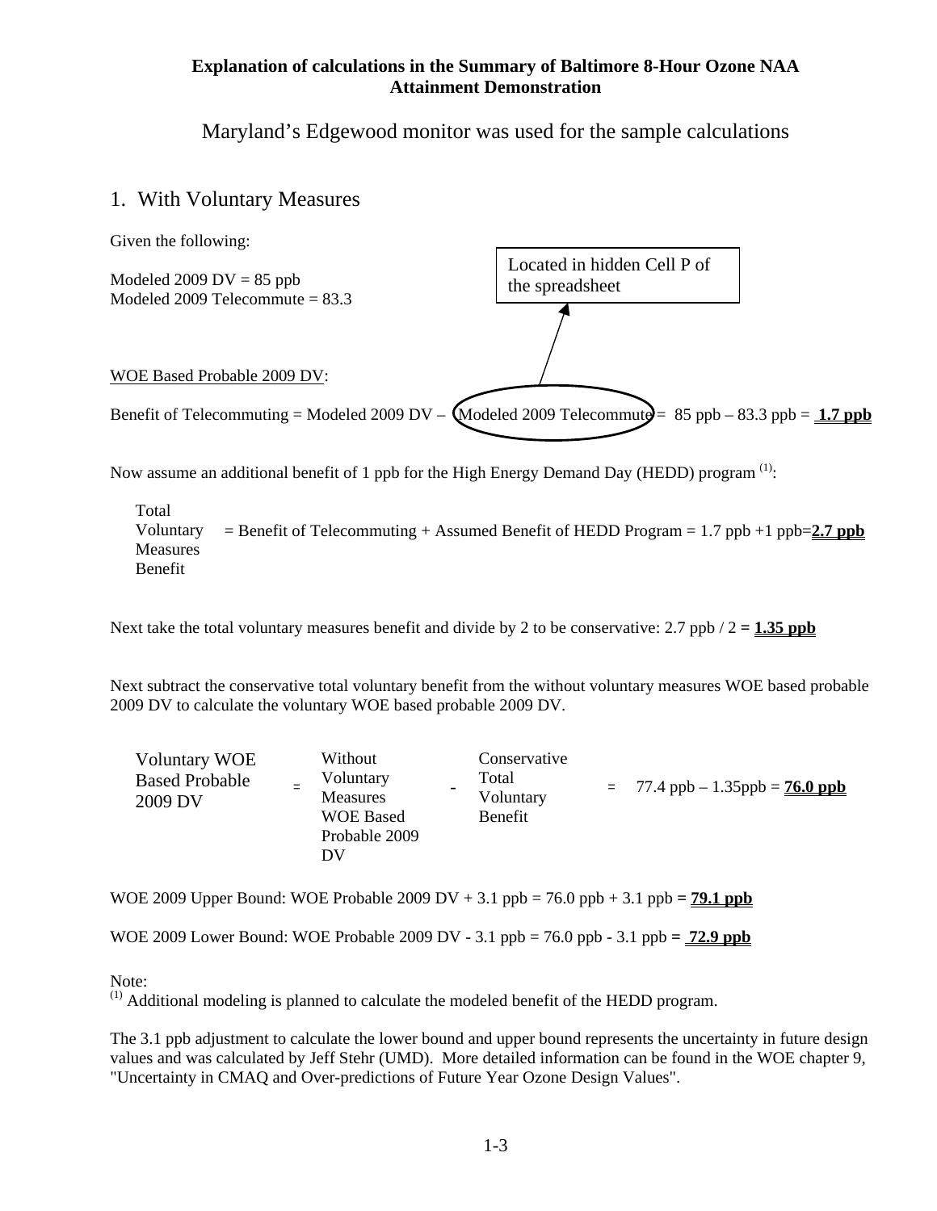**Explanation of calculations in the Summary of Baltimore 8-Hour Ozone NAA Attainment Demonstration**

Maryland's Edgewood monitor was used for the sample calculations

## 1. With Voluntary Measures

Given the following:

Modeled 2009 DV = 85 ppb
Modeled 2009 Telecommute = 83.3

Located in hidden Cell P of the spreadsheet

WOE Based Probable 2009 DV:

Benefit of Telecommuting = Modeled 2009 DV – Modeled 2009 Telecommute = 85 ppb – 83.3 ppb = **1.7 ppb**

Now assume an additional benefit of 1 ppb for the High Energy Demand Day (HEDD) program [(1)]:

Total Voluntary Measures Benefit = Benefit of Telecommuting + Assumed Benefit of HEDD Program = 1.7 ppb +1 ppb=**2.7 ppb**

Next take the total voluntary measures benefit and divide by 2 to be conservative: 2.7 ppb / 2 = **1.35 ppb**

Next subtract the conservative total voluntary benefit from the without voluntary measures WOE based probable 2009 DV to calculate the voluntary WOE based probable 2009 DV.

Voluntary WOE Based Probable 2009 DV = Without Voluntary Measures WOE Based Probable 2009 DV - Conservative Total Voluntary Benefit = 77.4 ppb – 1.35ppb = **76.0 ppb**

WOE 2009 Upper Bound: WOE Probable 2009 DV + 3.1 ppb = 76.0 ppb + 3.1 ppb = **79.1 ppb**

WOE 2009 Lower Bound: WOE Probable 2009 DV - 3.1 ppb = 76.0 ppb - 3.1 ppb = **72.9 ppb**

Note:
[(1)] Additional modeling is planned to calculate the modeled benefit of the HEDD program.

The 3.1 ppb adjustment to calculate the lower bound and upper bound represents the uncertainty in future design values and was calculated by Jeff Stehr (UMD). More detailed information can be found in the WOE chapter 9, "Uncertainty in CMAQ and Over-predictions of Future Year Ozone Design Values".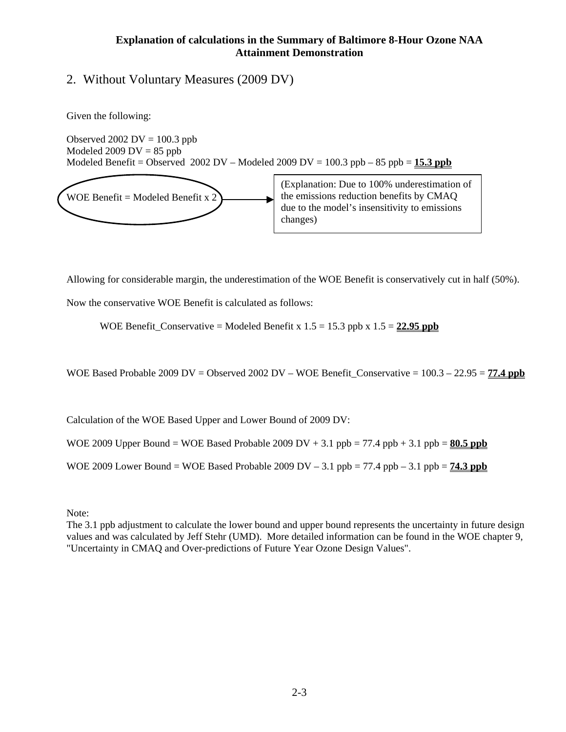**Explanation of calculations in the Summary of Baltimore 8-Hour Ozone NAA Attainment Demonstration**

## 2. Without Voluntary Measures (2009 DV)

Given the following:

Observed 2002 DV = 100.3 ppb
Modeled 2009 DV = 85 ppb
Modeled Benefit = Observed 2002 DV – Modeled 2009 DV = 100.3 ppb – 85 ppb = **15.3 ppb**

WOE Benefit = Modeled Benefit x 2 → (Explanation: Due to 100% underestimation of the emissions reduction benefits by CMAQ due to the model's insensitivity to emissions changes)

Allowing for considerable margin, the underestimation of the WOE Benefit is conservatively cut in half (50%).

Now the conservative WOE Benefit is calculated as follows:

WOE Benefit_Conservative = Modeled Benefit x 1.5 = 15.3 ppb x 1.5 = **22.95 ppb**

WOE Based Probable 2009 DV = Observed 2002 DV – WOE Benefit_Conservative = 100.3 – 22.95 = **77.4 ppb**

Calculation of the WOE Based Upper and Lower Bound of 2009 DV:

WOE 2009 Upper Bound = WOE Based Probable 2009 DV + 3.1 ppb = 77.4 ppb + 3.1 ppb = **80.5 ppb**

WOE 2009 Lower Bound = WOE Based Probable 2009 DV – 3.1 ppb = 77.4 ppb – 3.1 ppb = **74.3 ppb**

Note:
The 3.1 ppb adjustment to calculate the lower bound and upper bound represents the uncertainty in future design values and was calculated by Jeff Stehr (UMD). More detailed information can be found in the WOE chapter 9, "Uncertainty in CMAQ and Over-predictions of Future Year Ozone Design Values".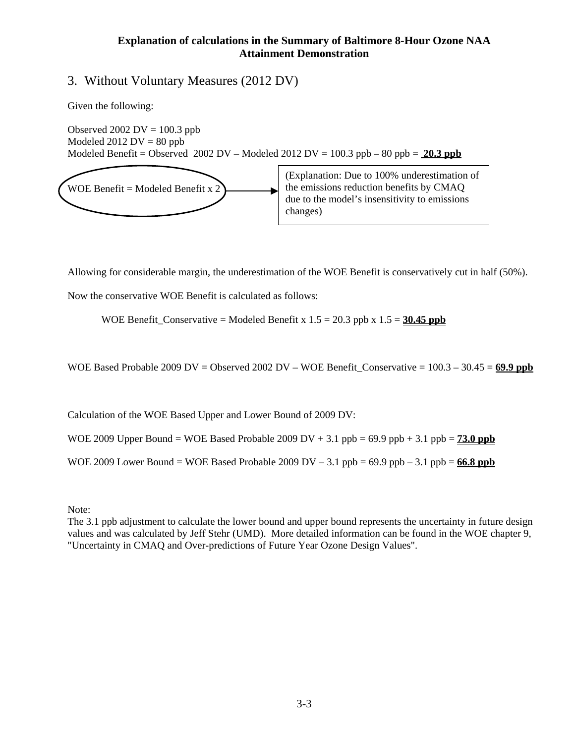**Explanation of calculations in the Summary of Baltimore 8-Hour Ozone NAA Attainment Demonstration**

## 3. Without Voluntary Measures (2012 DV)

Given the following:

Observed 2002 DV = 100.3 ppb
Modeled 2012 DV = 80 ppb
Modeled Benefit = Observed 2002 DV – Modeled 2012 DV = 100.3 ppb – 80 ppb = **20.3 ppb**

WOE Benefit = Modeled Benefit x 2 → (Explanation: Due to 100% underestimation of the emissions reduction benefits by CMAQ due to the model's insensitivity to emissions changes)

Allowing for considerable margin, the underestimation of the WOE Benefit is conservatively cut in half (50%).

Now the conservative WOE Benefit is calculated as follows:

WOE Benefit_Conservative = Modeled Benefit x 1.5 = 20.3 ppb x 1.5 = **30.45 ppb**

WOE Based Probable 2009 DV = Observed 2002 DV – WOE Benefit_Conservative = 100.3 – 30.45 = **69.9 ppb**

Calculation of the WOE Based Upper and Lower Bound of 2009 DV:

WOE 2009 Upper Bound = WOE Based Probable 2009 DV + 3.1 ppb = 69.9 ppb + 3.1 ppb = **73.0 ppb**

WOE 2009 Lower Bound = WOE Based Probable 2009 DV – 3.1 ppb = 69.9 ppb – 3.1 ppb = **66.8 ppb**

Note:
The 3.1 ppb adjustment to calculate the lower bound and upper bound represents the uncertainty in future design values and was calculated by Jeff Stehr (UMD). More detailed information can be found in the WOE chapter 9, "Uncertainty in CMAQ and Over-predictions of Future Year Ozone Design Values".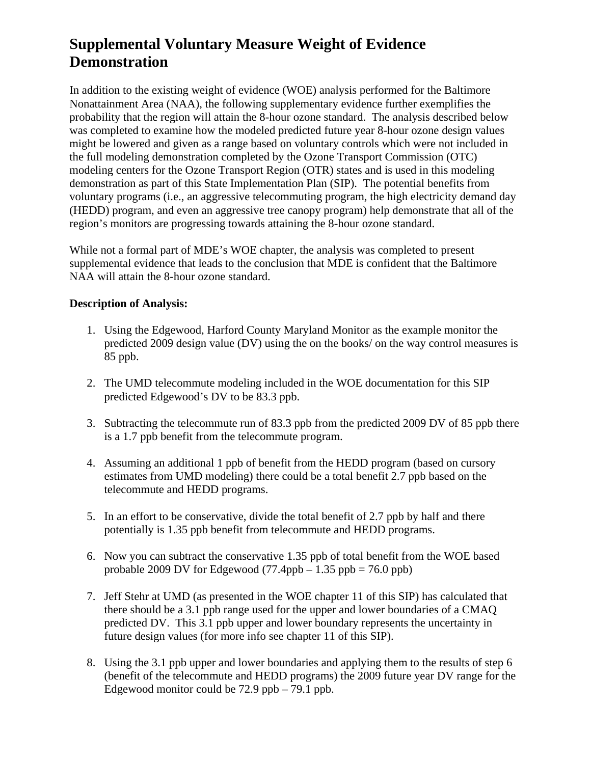# Supplemental Voluntary Measure Weight of Evidence Demonstration

In addition to the existing weight of evidence (WOE) analysis performed for the Baltimore Nonattainment Area (NAA), the following supplementary evidence further exemplifies the probability that the region will attain the 8-hour ozone standard. The analysis described below was completed to examine how the modeled predicted future year 8-hour ozone design values might be lowered and given as a range based on voluntary controls which were not included in the full modeling demonstration completed by the Ozone Transport Commission (OTC) modeling centers for the Ozone Transport Region (OTR) states and is used in this modeling demonstration as part of this State Implementation Plan (SIP). The potential benefits from voluntary programs (i.e., an aggressive telecommuting program, the high electricity demand day (HEDD) program, and even an aggressive tree canopy program) help demonstrate that all of the region's monitors are progressing towards attaining the 8-hour ozone standard.

While not a formal part of MDE's WOE chapter, the analysis was completed to present supplemental evidence that leads to the conclusion that MDE is confident that the Baltimore NAA will attain the 8-hour ozone standard.

**Description of Analysis:**

1. Using the Edgewood, Harford County Maryland Monitor as the example monitor the predicted 2009 design value (DV) using the on the books/ on the way control measures is 85 ppb.

2. The UMD telecommute modeling included in the WOE documentation for this SIP predicted Edgewood's DV to be 83.3 ppb.

3. Subtracting the telecommute run of 83.3 ppb from the predicted 2009 DV of 85 ppb there is a 1.7 ppb benefit from the telecommute program.

4. Assuming an additional 1 ppb of benefit from the HEDD program (based on cursory estimates from UMD modeling) there could be a total benefit 2.7 ppb based on the telecommute and HEDD programs.

5. In an effort to be conservative, divide the total benefit of 2.7 ppb by half and there potentially is 1.35 ppb benefit from telecommute and HEDD programs.

6. Now you can subtract the conservative 1.35 ppb of total benefit from the WOE based probable 2009 DV for Edgewood (77.4ppb – 1.35 ppb = 76.0 ppb)

7. Jeff Stehr at UMD (as presented in the WOE chapter 11 of this SIP) has calculated that there should be a 3.1 ppb range used for the upper and lower boundaries of a CMAQ predicted DV. This 3.1 ppb upper and lower boundary represents the uncertainty in future design values (for more info see chapter 11 of this SIP).

8. Using the 3.1 ppb upper and lower boundaries and applying them to the results of step 6 (benefit of the telecommute and HEDD programs) the 2009 future year DV range for the Edgewood monitor could be 72.9 ppb – 79.1 ppb.